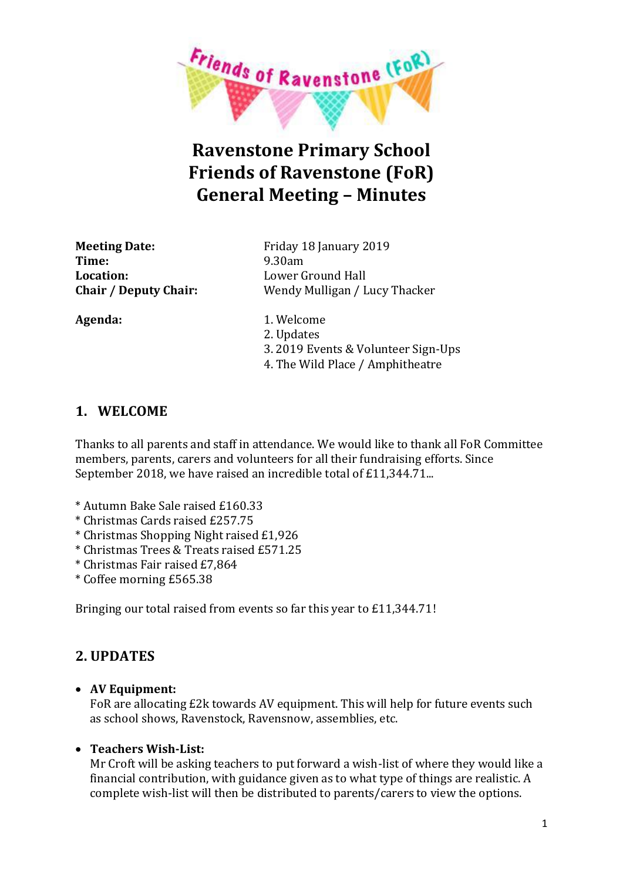# Ravenstone Primary School
# Friends of Ravenstone (FoR)
# General Meeting – Minutes

**Meeting Date:** Friday 18 January 2019
**Time:** 9.30am
**Location:** Lower Ground Hall
**Chair / Deputy Chair:** Wendy Mulligan / Lucy Thacker

**Agenda:**
1. Welcome
2. Updates
3. 2019 Events & Volunteer Sign-Ups
4. The Wild Place / Amphitheatre

## 1. WELCOME

Thanks to all parents and staff in attendance. We would like to thank all FoR Committee members, parents, carers and volunteers for all their fundraising efforts. Since September 2018, we have raised an incredible total of £11,344.71...

* Autumn Bake Sale raised £160.33
* Christmas Cards raised £257.75
* Christmas Shopping Night raised £1,926
* Christmas Trees & Treats raised £571.25
* Christmas Fair raised £7,864
* Coffee morning £565.38

Bringing our total raised from events so far this year to £11,344.71!

## 2. UPDATES

- **AV Equipment:**
  FoR are allocating £2k towards AV equipment. This will help for future events such as school shows, Ravenstock, Ravensnow, assemblies, etc.

- **Teachers Wish-List:**
  Mr Croft will be asking teachers to put forward a wish-list of where they would like a financial contribution, with guidance given as to what type of things are realistic. A complete wish-list will then be distributed to parents/carers to view the options.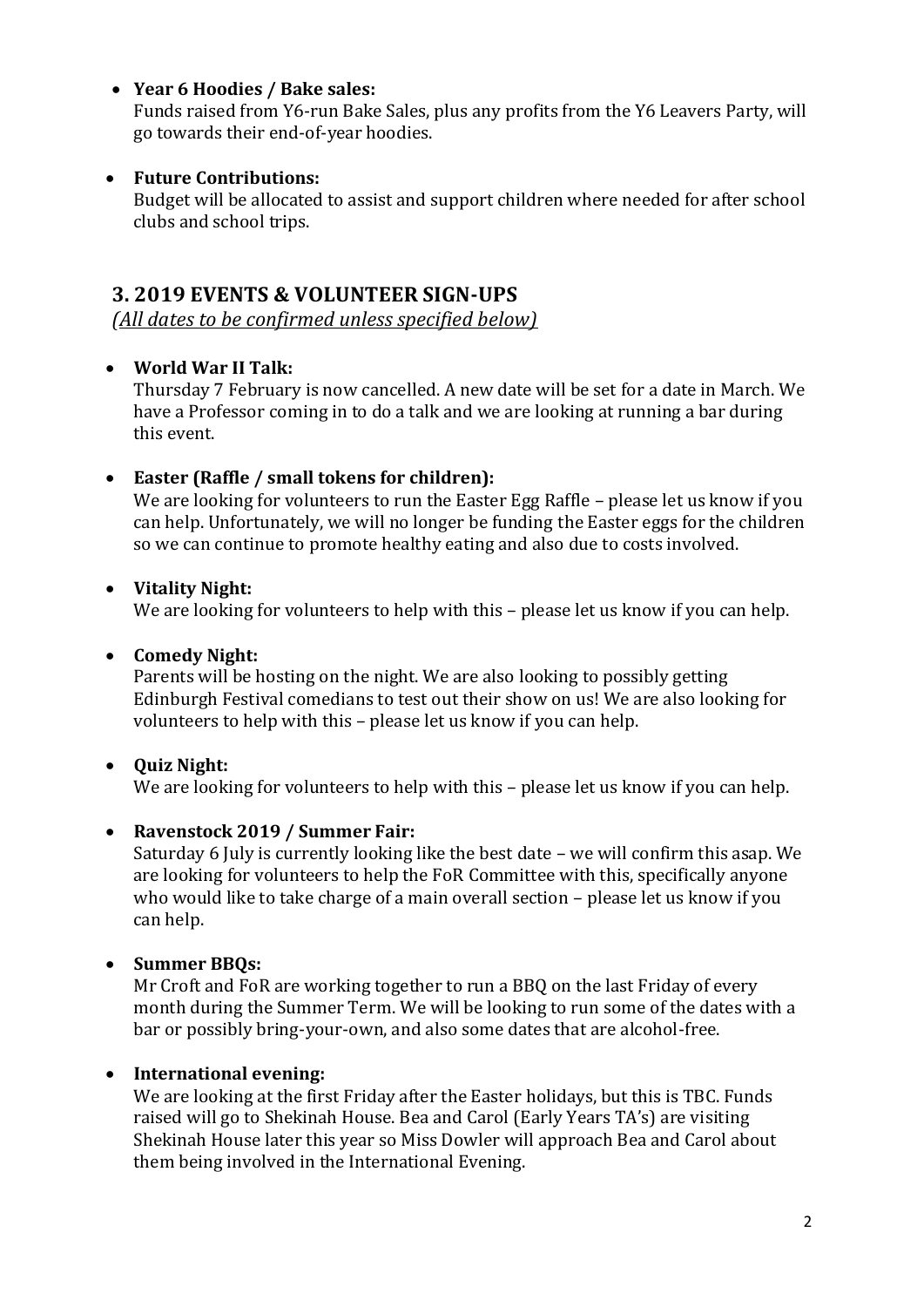- **Year 6 Hoodies / Bake sales:**
  Funds raised from Y6-run Bake Sales, plus any profits from the Y6 Leavers Party, will go towards their end-of-year hoodies.

- **Future Contributions:**
  Budget will be allocated to assist and support children where needed for after school clubs and school trips.

## 3. 2019 EVENTS & VOLUNTEER SIGN-UPS

*(All dates to be confirmed unless specified below)*

- **World War II Talk:**
  Thursday 7 February is now cancelled. A new date will be set for a date in March. We have a Professor coming in to do a talk and we are looking at running a bar during this event.

- **Easter (Raffle / small tokens for children):**
  We are looking for volunteers to run the Easter Egg Raffle – please let us know if you can help. Unfortunately, we will no longer be funding the Easter eggs for the children so we can continue to promote healthy eating and also due to costs involved.

- **Vitality Night:**
  We are looking for volunteers to help with this – please let us know if you can help.

- **Comedy Night:**
  Parents will be hosting on the night. We are also looking to possibly getting Edinburgh Festival comedians to test out their show on us! We are also looking for volunteers to help with this – please let us know if you can help.

- **Quiz Night:**
  We are looking for volunteers to help with this – please let us know if you can help.

- **Ravenstock 2019 / Summer Fair:**
  Saturday 6 July is currently looking like the best date – we will confirm this asap. We are looking for volunteers to help the FoR Committee with this, specifically anyone who would like to take charge of a main overall section – please let us know if you can help.

- **Summer BBQs:**
  Mr Croft and FoR are working together to run a BBQ on the last Friday of every month during the Summer Term. We will be looking to run some of the dates with a bar or possibly bring-your-own, and also some dates that are alcohol-free.

- **International evening:**
  We are looking at the first Friday after the Easter holidays, but this is TBC. Funds raised will go to Shekinah House. Bea and Carol (Early Years TA's) are visiting Shekinah House later this year so Miss Dowler will approach Bea and Carol about them being involved in the International Evening.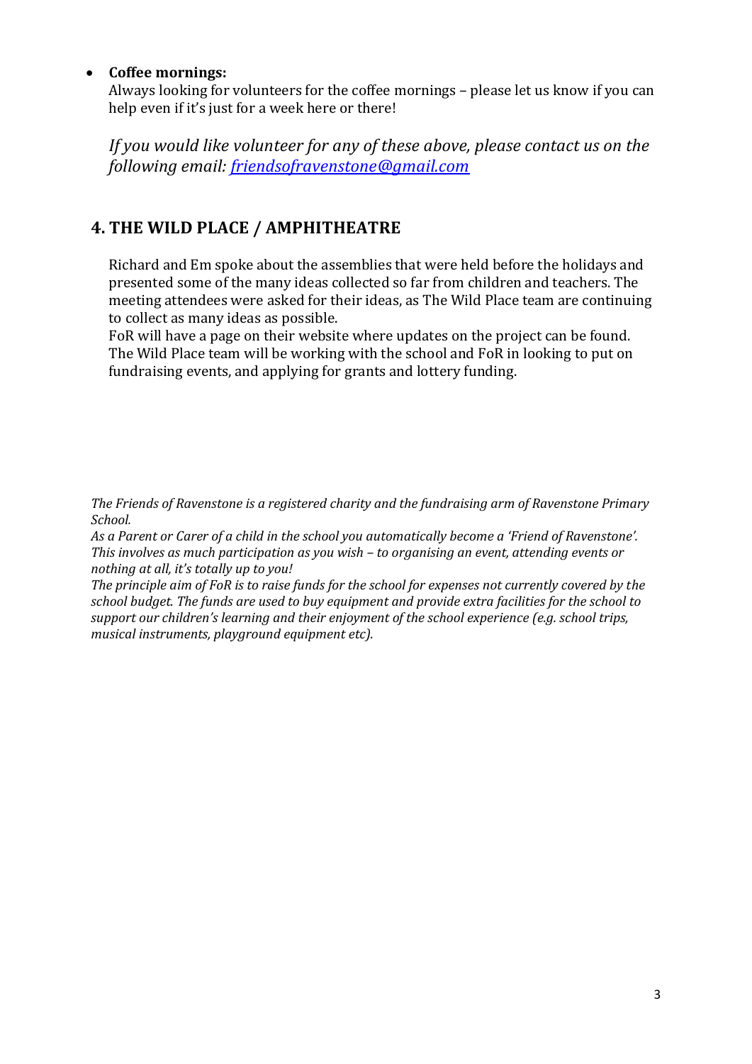- **Coffee mornings:**
  Always looking for volunteers for the coffee mornings – please let us know if you can help even if it's just for a week here or there!

  *If you would like volunteer for any of these above, please contact us on the following email: [friendsofravenstone@gmail.com](mailto:friendsofravenstone@gmail.com)*

## 4. THE WILD PLACE / AMPHITHEATRE

Richard and Em spoke about the assemblies that were held before the holidays and presented some of the many ideas collected so far from children and teachers. The meeting attendees were asked for their ideas, as The Wild Place team are continuing to collect as many ideas as possible.
FoR will have a page on their website where updates on the project can be found. The Wild Place team will be working with the school and FoR in looking to put on fundraising events, and applying for grants and lottery funding.

*The Friends of Ravenstone is a registered charity and the fundraising arm of Ravenstone Primary School.*
*As a Parent or Carer of a child in the school you automatically become a 'Friend of Ravenstone'. This involves as much participation as you wish – to organising an event, attending events or nothing at all, it's totally up to you!*
*The principle aim of FoR is to raise funds for the school for expenses not currently covered by the school budget. The funds are used to buy equipment and provide extra facilities for the school to support our children's learning and their enjoyment of the school experience (e.g. school trips, musical instruments, playground equipment etc).*